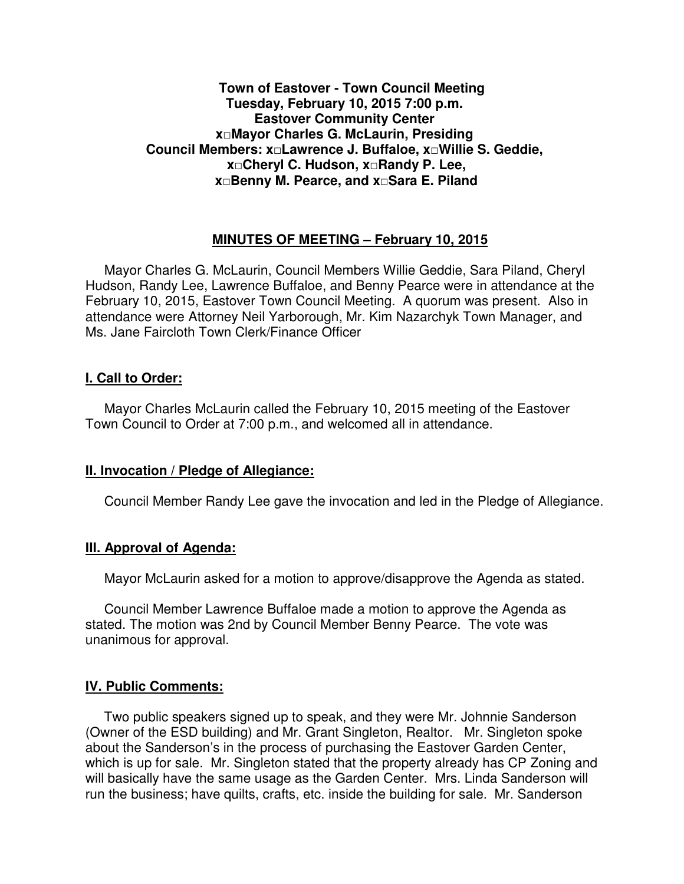**Town of Eastover - Town Council Meeting**
**Tuesday, February 10, 2015 7:00 p.m.**
**Eastover Community Center**
**x□Mayor Charles G. McLaurin, Presiding**
**Council Members: x□Lawrence J. Buffaloe, x□Willie S. Geddie,**
**x□Cheryl C. Hudson, x□Randy P. Lee,**
**x□Benny M. Pearce, and x□Sara E. Piland**

## MINUTES OF MEETING – February 10, 2015

Mayor Charles G. McLaurin, Council Members Willie Geddie, Sara Piland, Cheryl Hudson, Randy Lee, Lawrence Buffaloe, and Benny Pearce were in attendance at the February 10, 2015, Eastover Town Council Meeting. A quorum was present. Also in attendance were Attorney Neil Yarborough, Mr. Kim Nazarchyk Town Manager, and Ms. Jane Faircloth Town Clerk/Finance Officer

### I. Call to Order:

Mayor Charles McLaurin called the February 10, 2015 meeting of the Eastover Town Council to Order at 7:00 p.m., and welcomed all in attendance.

### II. Invocation / Pledge of Allegiance:

Council Member Randy Lee gave the invocation and led in the Pledge of Allegiance.

### III. Approval of Agenda:

Mayor McLaurin asked for a motion to approve/disapprove the Agenda as stated.

Council Member Lawrence Buffaloe made a motion to approve the Agenda as stated. The motion was 2nd by Council Member Benny Pearce. The vote was unanimous for approval.

### IV. Public Comments:

Two public speakers signed up to speak, and they were Mr. Johnnie Sanderson (Owner of the ESD building) and Mr. Grant Singleton, Realtor. Mr. Singleton spoke about the Sanderson's in the process of purchasing the Eastover Garden Center, which is up for sale. Mr. Singleton stated that the property already has CP Zoning and will basically have the same usage as the Garden Center. Mrs. Linda Sanderson will run the business; have quilts, crafts, etc. inside the building for sale. Mr. Sanderson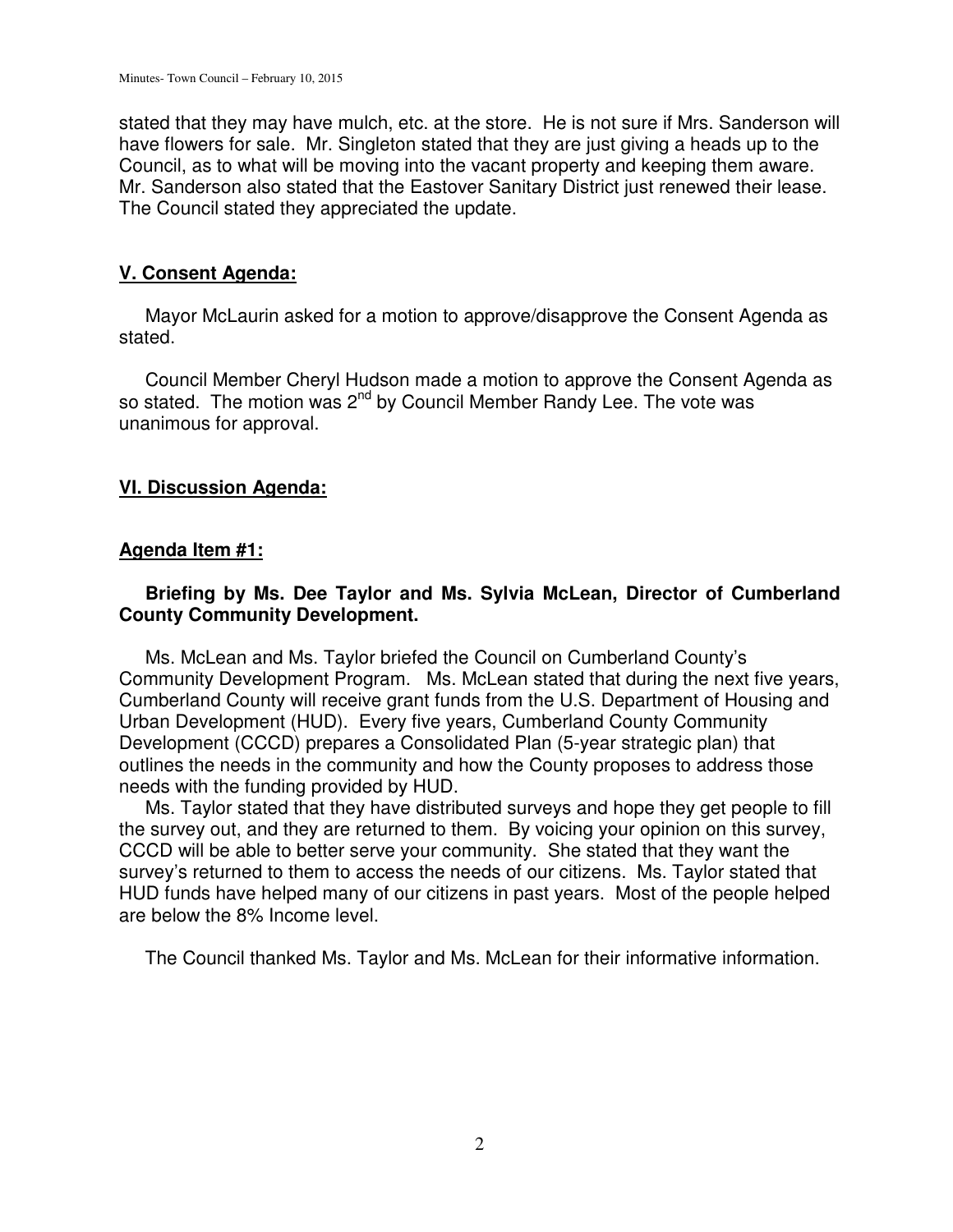stated that they may have mulch, etc. at the store. He is not sure if Mrs. Sanderson will have flowers for sale. Mr. Singleton stated that they are just giving a heads up to the Council, as to what will be moving into the vacant property and keeping them aware. Mr. Sanderson also stated that the Eastover Sanitary District just renewed their lease. The Council stated they appreciated the update.

## **V. Consent Agenda:**

Mayor McLaurin asked for a motion to approve/disapprove the Consent Agenda as stated.

Council Member Cheryl Hudson made a motion to approve the Consent Agenda as so stated. The motion was 2nd by Council Member Randy Lee. The vote was unanimous for approval.

## **VI. Discussion Agenda:**

### **Agenda Item #1:**

**Briefing by Ms. Dee Taylor and Ms. Sylvia McLean, Director of Cumberland County Community Development.**

Ms. McLean and Ms. Taylor briefed the Council on Cumberland County's Community Development Program. Ms. McLean stated that during the next five years, Cumberland County will receive grant funds from the U.S. Department of Housing and Urban Development (HUD). Every five years, Cumberland County Community Development (CCCD) prepares a Consolidated Plan (5-year strategic plan) that outlines the needs in the community and how the County proposes to address those needs with the funding provided by HUD.

Ms. Taylor stated that they have distributed surveys and hope they get people to fill the survey out, and they are returned to them. By voicing your opinion on this survey, CCCD will be able to better serve your community. She stated that they want the survey's returned to them to access the needs of our citizens. Ms. Taylor stated that HUD funds have helped many of our citizens in past years. Most of the people helped are below the 8% Income level.

The Council thanked Ms. Taylor and Ms. McLean for their informative information.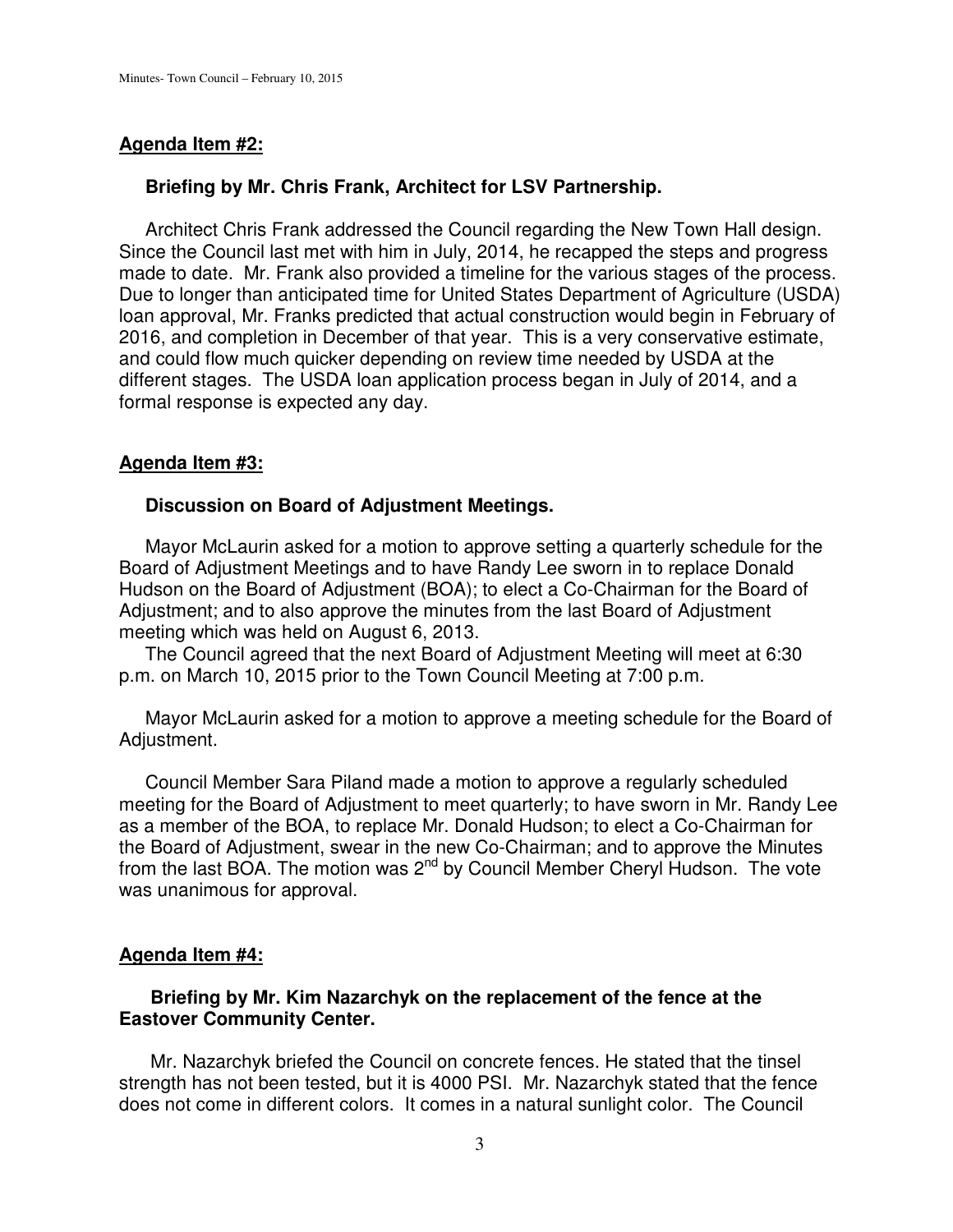## Agenda Item #2:

**Briefing by Mr. Chris Frank, Architect for LSV Partnership.**

Architect Chris Frank addressed the Council regarding the New Town Hall design. Since the Council last met with him in July, 2014, he recapped the steps and progress made to date. Mr. Frank also provided a timeline for the various stages of the process. Due to longer than anticipated time for United States Department of Agriculture (USDA) loan approval, Mr. Franks predicted that actual construction would begin in February of 2016, and completion in December of that year. This is a very conservative estimate, and could flow much quicker depending on review time needed by USDA at the different stages. The USDA loan application process began in July of 2014, and a formal response is expected any day.

## Agenda Item #3:

**Discussion on Board of Adjustment Meetings.**

Mayor McLaurin asked for a motion to approve setting a quarterly schedule for the Board of Adjustment Meetings and to have Randy Lee sworn in to replace Donald Hudson on the Board of Adjustment (BOA); to elect a Co-Chairman for the Board of Adjustment; and to also approve the minutes from the last Board of Adjustment meeting which was held on August 6, 2013.

The Council agreed that the next Board of Adjustment Meeting will meet at 6:30 p.m. on March 10, 2015 prior to the Town Council Meeting at 7:00 p.m.

Mayor McLaurin asked for a motion to approve a meeting schedule for the Board of Adjustment.

Council Member Sara Piland made a motion to approve a regularly scheduled meeting for the Board of Adjustment to meet quarterly; to have sworn in Mr. Randy Lee as a member of the BOA, to replace Mr. Donald Hudson; to elect a Co-Chairman for the Board of Adjustment, swear in the new Co-Chairman; and to approve the Minutes from the last BOA. The motion was 2nd by Council Member Cheryl Hudson. The vote was unanimous for approval.

## Agenda Item #4:

**Briefing by Mr. Kim Nazarchyk on the replacement of the fence at the Eastover Community Center.**

Mr. Nazarchyk briefed the Council on concrete fences. He stated that the tinsel strength has not been tested, but it is 4000 PSI. Mr. Nazarchyk stated that the fence does not come in different colors. It comes in a natural sunlight color. The Council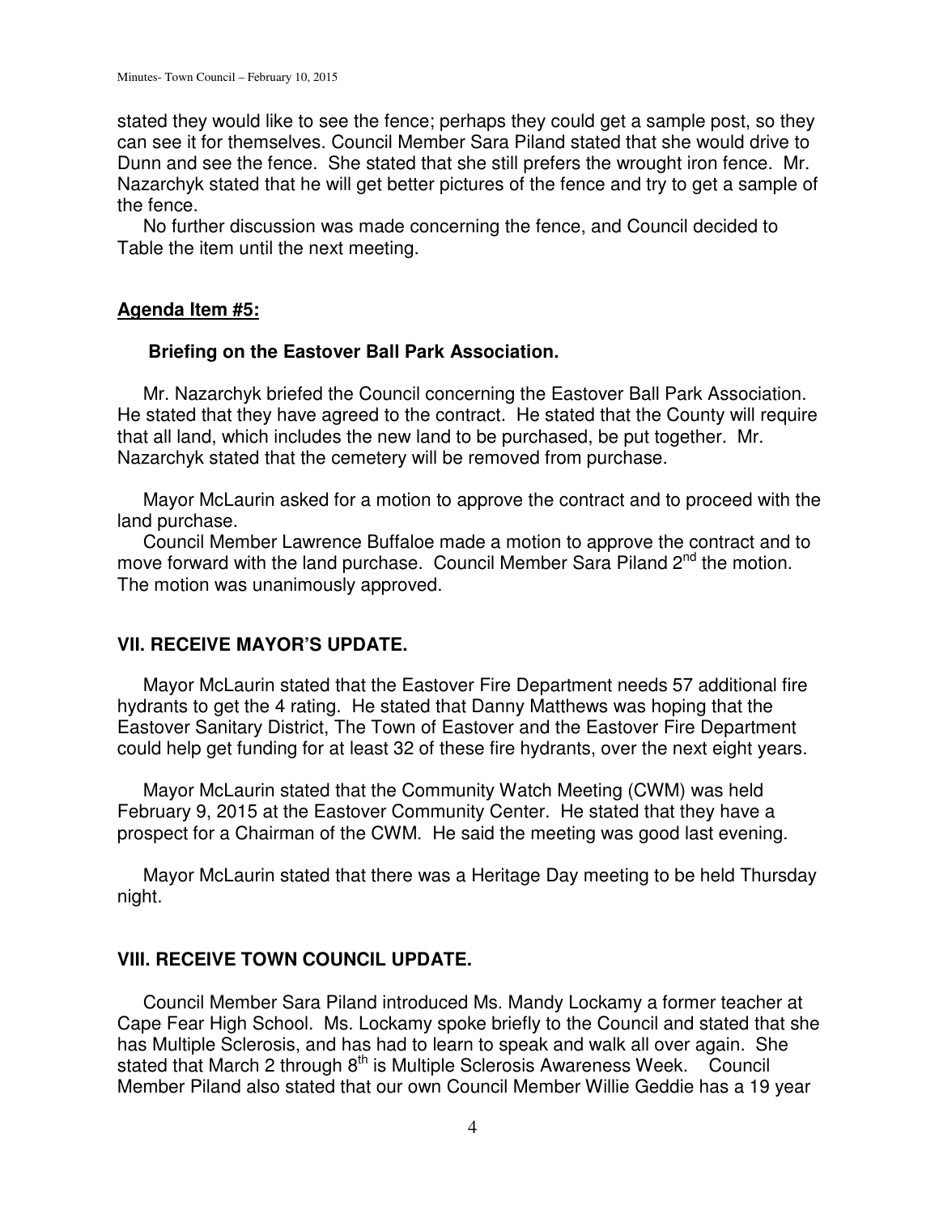stated they would like to see the fence; perhaps they could get a sample post, so they can see it for themselves. Council Member Sara Piland stated that she would drive to Dunn and see the fence. She stated that she still prefers the wrought iron fence. Mr. Nazarchyk stated that he will get better pictures of the fence and try to get a sample of the fence.

No further discussion was made concerning the fence, and Council decided to Table the item until the next meeting.

**Agenda Item #5:**

**Briefing on the Eastover Ball Park Association.**

Mr. Nazarchyk briefed the Council concerning the Eastover Ball Park Association. He stated that they have agreed to the contract. He stated that the County will require that all land, which includes the new land to be purchased, be put together. Mr. Nazarchyk stated that the cemetery will be removed from purchase.

Mayor McLaurin asked for a motion to approve the contract and to proceed with the land purchase.

Council Member Lawrence Buffaloe made a motion to approve the contract and to move forward with the land purchase. Council Member Sara Piland 2nd the motion. The motion was unanimously approved.

## VII. RECEIVE MAYOR'S UPDATE.

Mayor McLaurin stated that the Eastover Fire Department needs 57 additional fire hydrants to get the 4 rating. He stated that Danny Matthews was hoping that the Eastover Sanitary District, The Town of Eastover and the Eastover Fire Department could help get funding for at least 32 of these fire hydrants, over the next eight years.

Mayor McLaurin stated that the Community Watch Meeting (CWM) was held February 9, 2015 at the Eastover Community Center. He stated that they have a prospect for a Chairman of the CWM. He said the meeting was good last evening.

Mayor McLaurin stated that there was a Heritage Day meeting to be held Thursday night.

## VIII. RECEIVE TOWN COUNCIL UPDATE.

Council Member Sara Piland introduced Ms. Mandy Lockamy a former teacher at Cape Fear High School. Ms. Lockamy spoke briefly to the Council and stated that she has Multiple Sclerosis, and has had to learn to speak and walk all over again. She stated that March 2 through 8th is Multiple Sclerosis Awareness Week. Council Member Piland also stated that our own Council Member Willie Geddie has a 19 year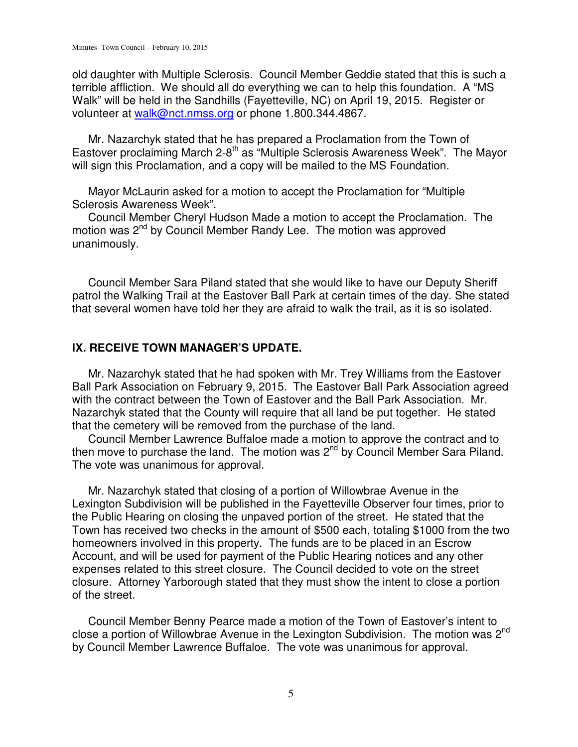old daughter with Multiple Sclerosis. Council Member Geddie stated that this is such a terrible affliction. We should all do everything we can to help this foundation. A "MS Walk" will be held in the Sandhills (Fayetteville, NC) on April 19, 2015. Register or volunteer at walk@nct.nmss.org or phone 1.800.344.4867.

Mr. Nazarchyk stated that he has prepared a Proclamation from the Town of Eastover proclaiming March 2-8th as "Multiple Sclerosis Awareness Week". The Mayor will sign this Proclamation, and a copy will be mailed to the MS Foundation.

Mayor McLaurin asked for a motion to accept the Proclamation for "Multiple Sclerosis Awareness Week".

Council Member Cheryl Hudson Made a motion to accept the Proclamation. The motion was 2nd by Council Member Randy Lee. The motion was approved unanimously.

Council Member Sara Piland stated that she would like to have our Deputy Sheriff patrol the Walking Trail at the Eastover Ball Park at certain times of the day. She stated that several women have told her they are afraid to walk the trail, as it is so isolated.

## IX. RECEIVE TOWN MANAGER'S UPDATE.

Mr. Nazarchyk stated that he had spoken with Mr. Trey Williams from the Eastover Ball Park Association on February 9, 2015. The Eastover Ball Park Association agreed with the contract between the Town of Eastover and the Ball Park Association. Mr. Nazarchyk stated that the County will require that all land be put together. He stated that the cemetery will be removed from the purchase of the land.

Council Member Lawrence Buffaloe made a motion to approve the contract and to then move to purchase the land. The motion was 2nd by Council Member Sara Piland. The vote was unanimous for approval.

Mr. Nazarchyk stated that closing of a portion of Willowbrae Avenue in the Lexington Subdivision will be published in the Fayetteville Observer four times, prior to the Public Hearing on closing the unpaved portion of the street. He stated that the Town has received two checks in the amount of $500 each, totaling $1000 from the two homeowners involved in this property. The funds are to be placed in an Escrow Account, and will be used for payment of the Public Hearing notices and any other expenses related to this street closure. The Council decided to vote on the street closure. Attorney Yarborough stated that they must show the intent to close a portion of the street.

Council Member Benny Pearce made a motion of the Town of Eastover's intent to close a portion of Willowbrae Avenue in the Lexington Subdivision. The motion was 2nd by Council Member Lawrence Buffaloe. The vote was unanimous for approval.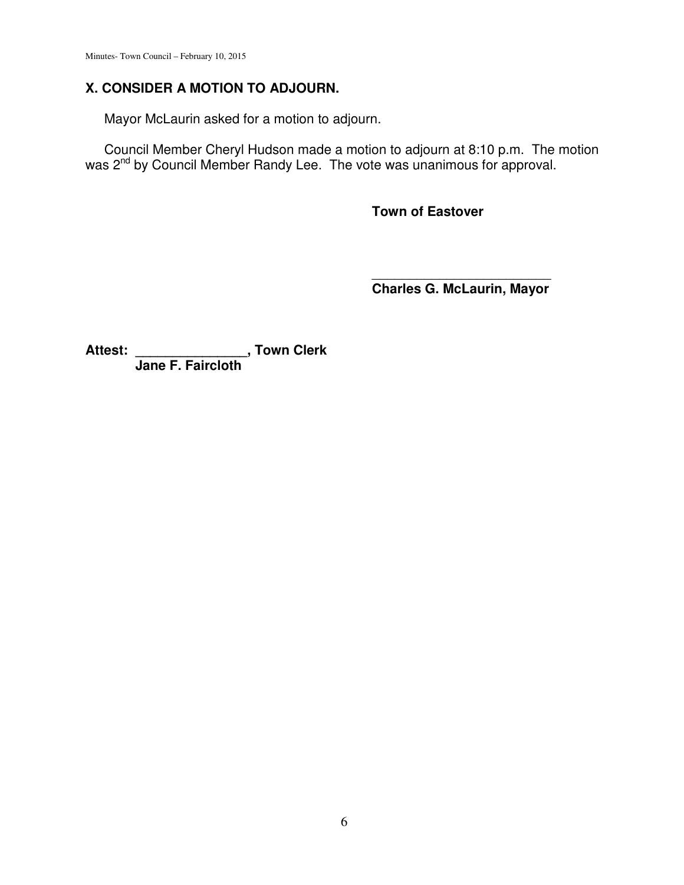## X. CONSIDER A MOTION TO ADJOURN.

Mayor McLaurin asked for a motion to adjourn.

Council Member Cheryl Hudson made a motion to adjourn at 8:10 p.m. The motion was 2nd by Council Member Randy Lee. The vote was unanimous for approval.

**Town of Eastover**

_________________________
**Charles G. McLaurin, Mayor**

**Attest: _______________, Town Clerk**
**Jane F. Faircloth**